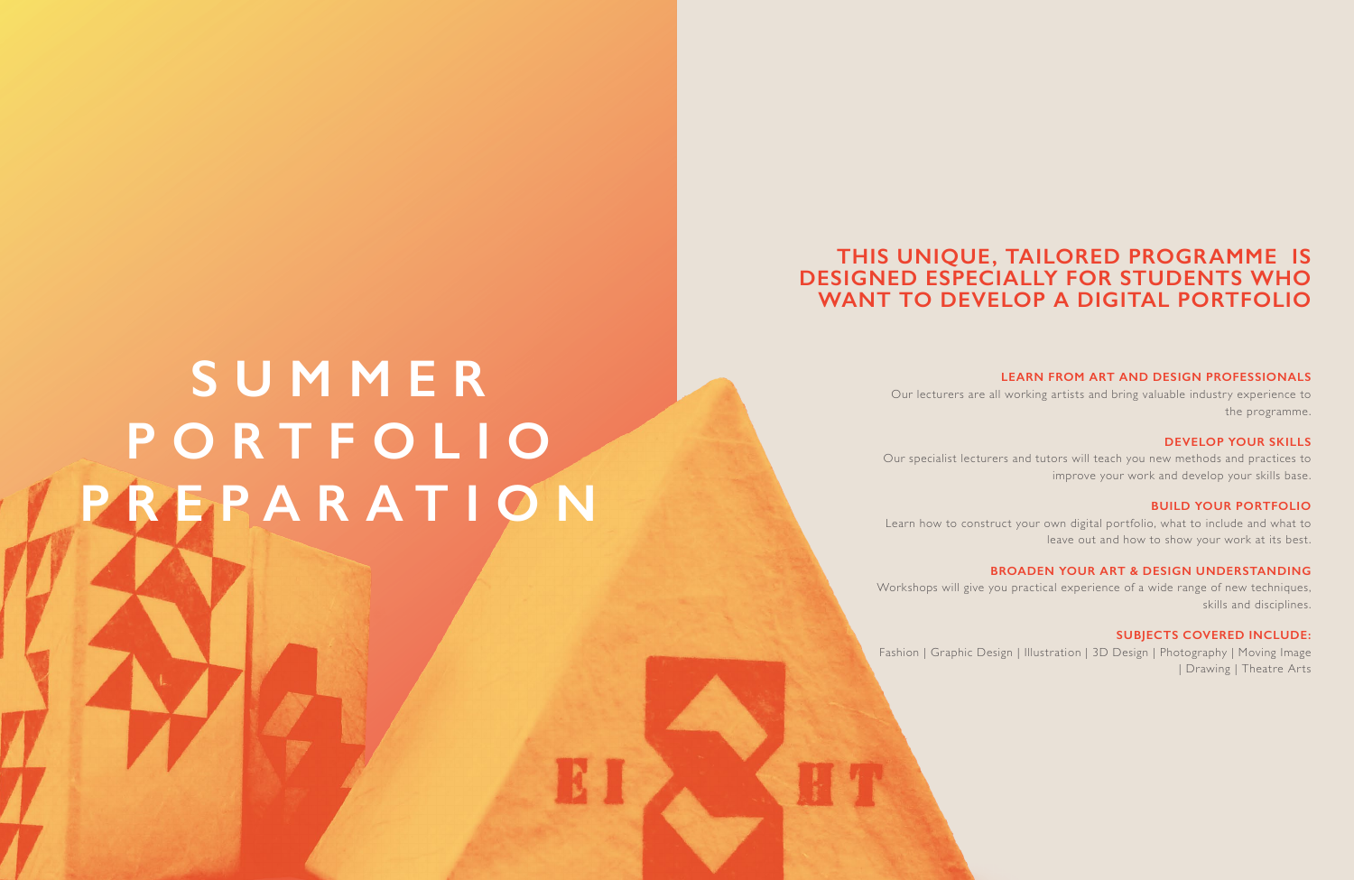# SUMMER PORTFOLIO PREPARATION

## THIS UNIQUE, TAILORED PROGRAMME IS DESIGNED ESPECIALLY FOR STUDENTS WHO WANT TO DEVELOP A DIGITAL PORTFOLIO

### LEARN FROM ART AND DESIGN PROFESSIONALS

Our lecturers are all working artists and bring valuable industry experience to the programme.

### DEVELOP YOUR SKILLS

Our specialist lecturers and tutors will teach you new methods and practices to improve your work and develop your skills base.

### BUILD YOUR PORTFOLIO

Learn how to construct your own digital portfolio, what to include and what to leave out and how to show your work at its best.

### BROADEN YOUR ART & DESIGN UNDERSTANDING

Workshops will give you practical experience of a wide range of new techniques, skills and disciplines.

### SUBJECTS COVERED INCLUDE:

Fashion | Graphic Design | Illustration | 3D Design | Photography | Moving Image | Drawing | Theatre Arts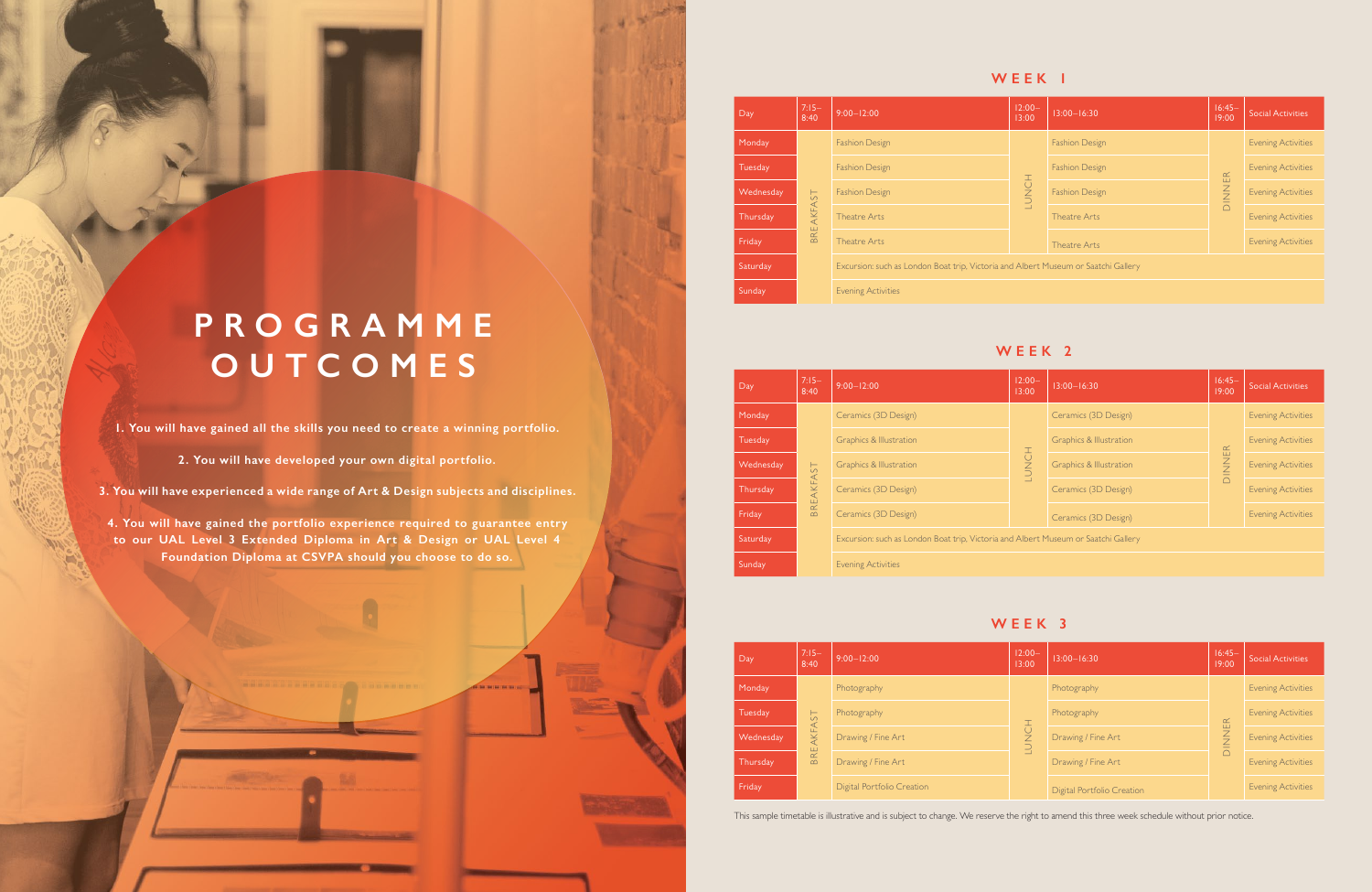# PROGRAMME OUTCOMES

1. You will have gained all the skills you need to create a winning portfolio.

2. You will have developed your own digital portfolio.

3. You will have experienced a wide range of Art & Design subjects and disciplines.

4. You will have gained the portfolio experience required to guarantee entry to our UAL Level 3 Extended Diploma in Art & Design or UAL Level 4 Foundation Diploma at CSVPA should you choose to do so.

## WEEK 1

| Day | 7:15–8:40 | 9:00–12:00 | 12:00–13:00 | 13:00–16:30 | 16:45–19:00 | Social Activities |
|---|---|---|---|---|---|---|
| Monday | BREAKFAST | Fashion Design | LUNCH | Fashion Design | DINNER | Evening Activities |
| Tuesday | | Fashion Design | | Fashion Design | | Evening Activities |
| Wednesday | | Fashion Design | | Fashion Design | | Evening Activities |
| Thursday | | Theatre Arts | | Theatre Arts | | Evening Activities |
| Friday | | Theatre Arts | | Theatre Arts | | Evening Activities |
| Saturday | | Excursion: such as London Boat trip, Victoria and Albert Museum or Saatchi Gallery | | | | |
| Sunday | | Evening Activities | | | | |

## WEEK 2

| Day | 7:15–8:40 | 9:00–12:00 | 12:00–13:00 | 13:00–16:30 | 16:45–19:00 | Social Activities |
|---|---|---|---|---|---|---|
| Monday | BREAKFAST | Ceramics (3D Design) | LUNCH | Ceramics (3D Design) | DINNER | Evening Activities |
| Tuesday | | Graphics & Illustration | | Graphics & Illustration | | Evening Activities |
| Wednesday | | Graphics & Illustration | | Graphics & Illustration | | Evening Activities |
| Thursday | | Ceramics (3D Design) | | Ceramics (3D Design) | | Evening Activities |
| Friday | | Ceramics (3D Design) | | Ceramics (3D Design) | | Evening Activities |
| Saturday | | Excursion: such as London Boat trip, Victoria and Albert Museum or Saatchi Gallery | | | | |
| Sunday | | Evening Activities | | | | |

## WEEK 3

| Day | 7:15–8:40 | 9:00–12:00 | 12:00–13:00 | 13:00–16:30 | 16:45–19:00 | Social Activities |
|---|---|---|---|---|---|---|
| Monday | BREAKFAST | Photography | LUNCH | Photography | DINNER | Evening Activities |
| Tuesday | | Photography | | Photography | | Evening Activities |
| Wednesday | | Drawing / Fine Art | | Drawing / Fine Art | | Evening Activities |
| Thursday | | Drawing / Fine Art | | Drawing / Fine Art | | Evening Activities |
| Friday | | Digital Portfolio Creation | | Digital Portfolio Creation | | Evening Activities |

This sample timetable is illustrative and is subject to change. We reserve the right to amend this three week schedule without prior notice.